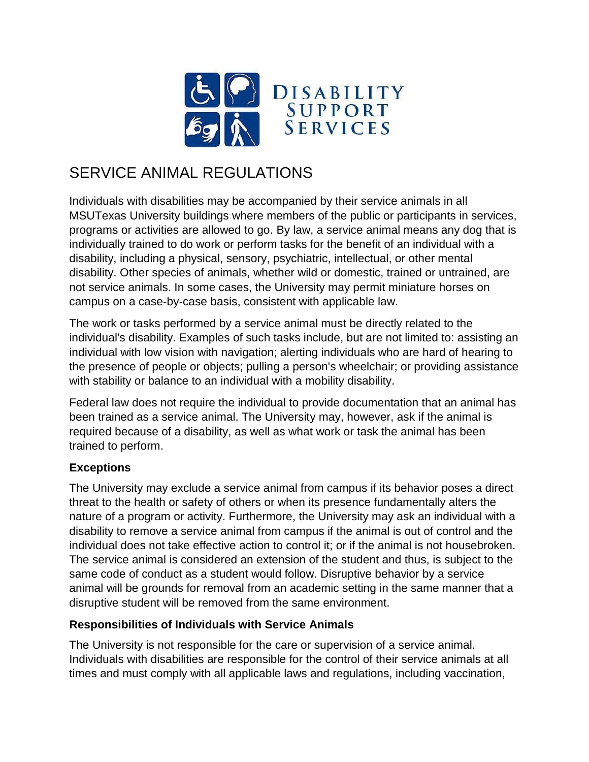# DISABILITY SUPPORT SERVICES

## SERVICE ANIMAL REGULATIONS

Individuals with disabilities may be accompanied by their service animals in all MSUTexas University buildings where members of the public or participants in services, programs or activities are allowed to go. By law, a service animal means any dog that is individually trained to do work or perform tasks for the benefit of an individual with a disability, including a physical, sensory, psychiatric, intellectual, or other mental disability. Other species of animals, whether wild or domestic, trained or untrained, are not service animals. In some cases, the University may permit miniature horses on campus on a case-by-case basis, consistent with applicable law.

The work or tasks performed by a service animal must be directly related to the individual's disability. Examples of such tasks include, but are not limited to: assisting an individual with low vision with navigation; alerting individuals who are hard of hearing to the presence of people or objects; pulling a person's wheelchair; or providing assistance with stability or balance to an individual with a mobility disability.

Federal law does not require the individual to provide documentation that an animal has been trained as a service animal. The University may, however, ask if the animal is required because of a disability, as well as what work or task the animal has been trained to perform.

### Exceptions

The University may exclude a service animal from campus if its behavior poses a direct threat to the health or safety of others or when its presence fundamentally alters the nature of a program or activity. Furthermore, the University may ask an individual with a disability to remove a service animal from campus if the animal is out of control and the individual does not take effective action to control it; or if the animal is not housebroken. The service animal is considered an extension of the student and thus, is subject to the same code of conduct as a student would follow. Disruptive behavior by a service animal will be grounds for removal from an academic setting in the same manner that a disruptive student will be removed from the same environment.

### Responsibilities of Individuals with Service Animals

The University is not responsible for the care or supervision of a service animal. Individuals with disabilities are responsible for the control of their service animals at all times and must comply with all applicable laws and regulations, including vaccination,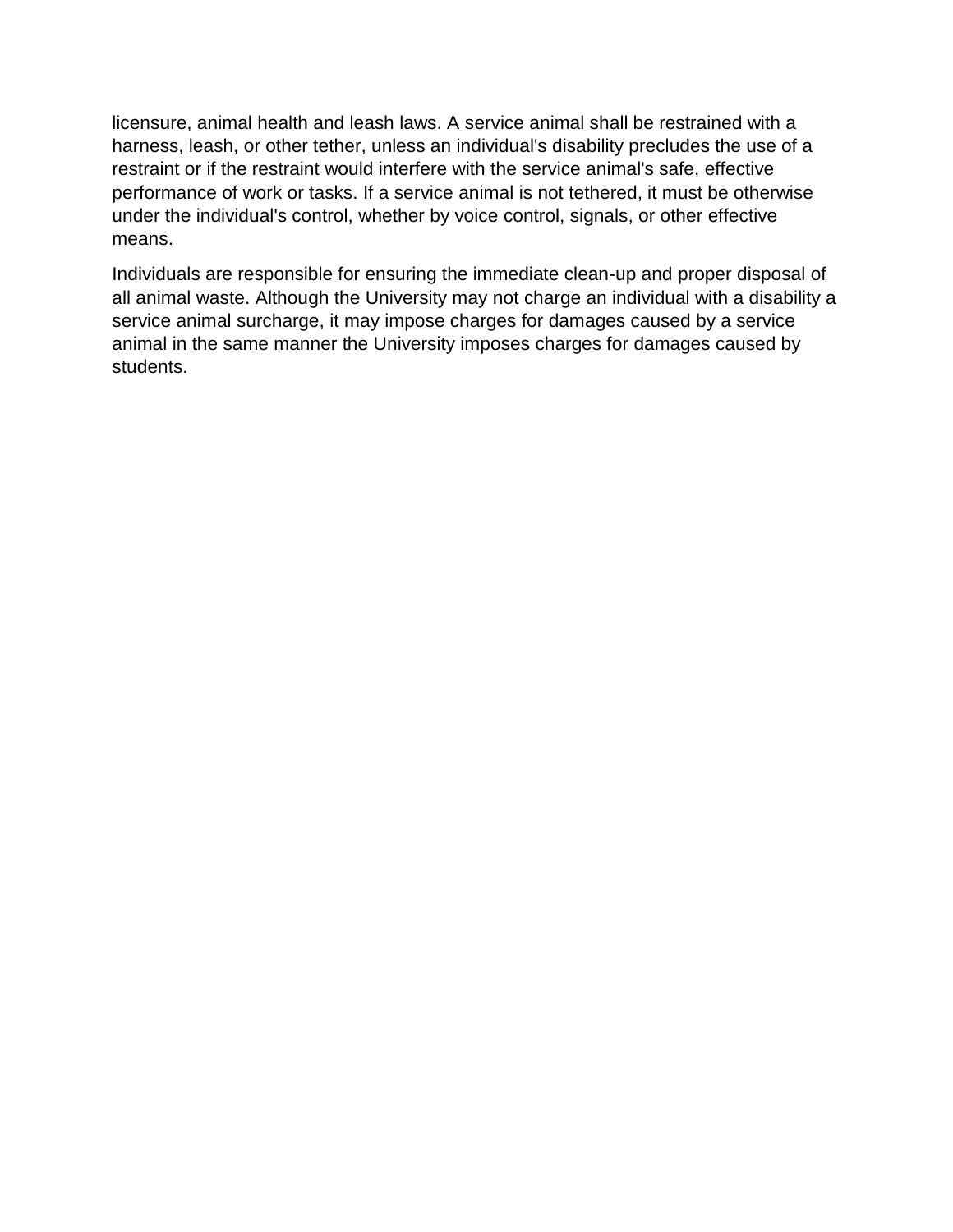licensure, animal health and leash laws. A service animal shall be restrained with a harness, leash, or other tether, unless an individual's disability precludes the use of a restraint or if the restraint would interfere with the service animal's safe, effective performance of work or tasks. If a service animal is not tethered, it must be otherwise under the individual's control, whether by voice control, signals, or other effective means.

Individuals are responsible for ensuring the immediate clean-up and proper disposal of all animal waste. Although the University may not charge an individual with a disability a service animal surcharge, it may impose charges for damages caused by a service animal in the same manner the University imposes charges for damages caused by students.